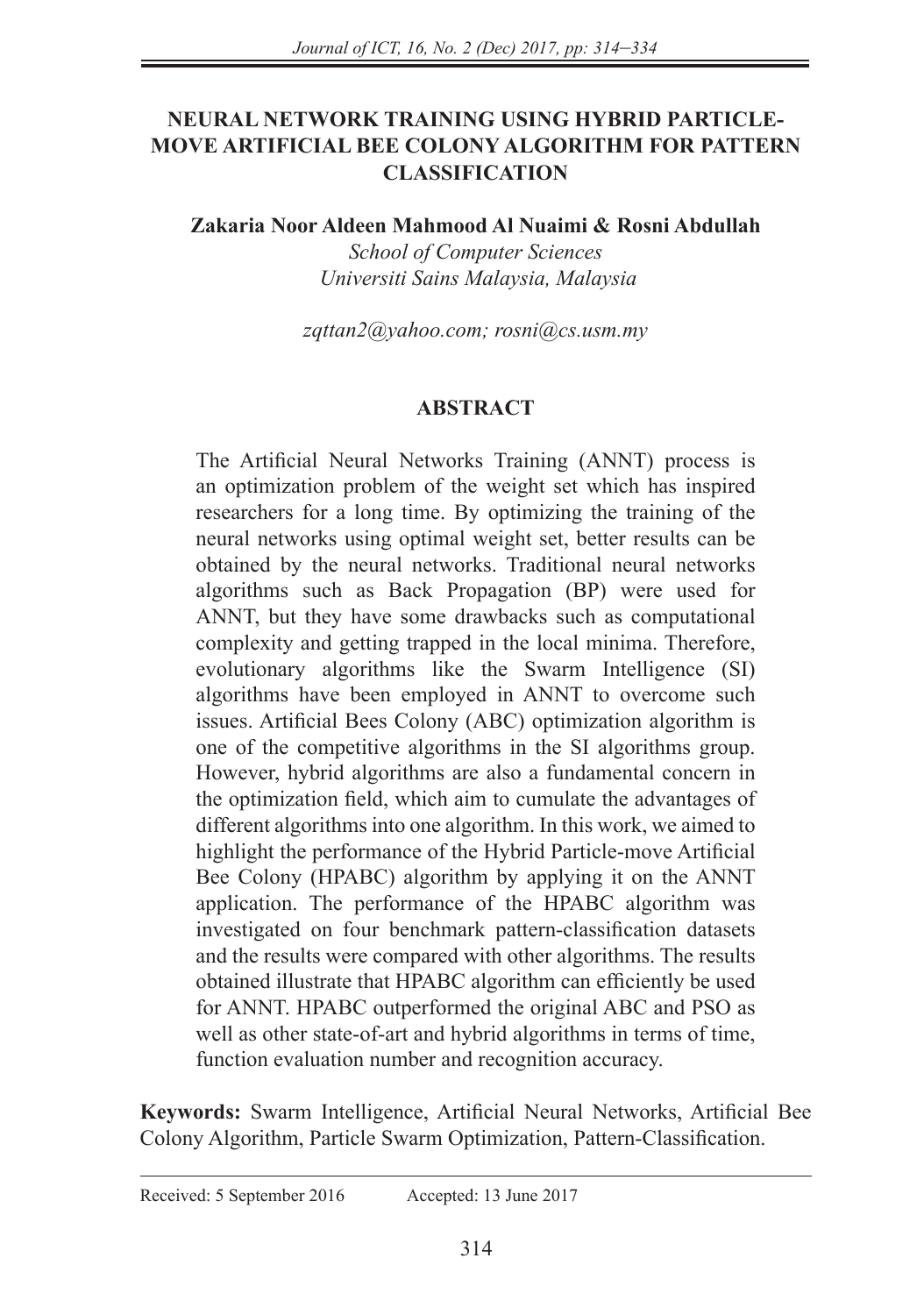# NEURAL NETWORK TRAINING USING HYBRID PARTICLE-MOVE ARTIFICIAL BEE COLONY ALGORITHM FOR PATTERN CLASSIFICATION

**Zakaria Noor Aldeen Mahmood Al Nuaimi & Rosni Abdullah**

*School of Computer Sciences*
*Universiti Sains Malaysia, Malaysia*

*zqttan2@yahoo.com; rosni@cs.usm.my*

## ABSTRACT

The Artificial Neural Networks Training (ANNT) process is an optimization problem of the weight set which has inspired researchers for a long time. By optimizing the training of the neural networks using optimal weight set, better results can be obtained by the neural networks. Traditional neural networks algorithms such as Back Propagation (BP) were used for ANNT, but they have some drawbacks such as computational complexity and getting trapped in the local minima. Therefore, evolutionary algorithms like the Swarm Intelligence (SI) algorithms have been employed in ANNT to overcome such issues. Artificial Bees Colony (ABC) optimization algorithm is one of the competitive algorithms in the SI algorithms group. However, hybrid algorithms are also a fundamental concern in the optimization field, which aim to cumulate the advantages of different algorithms into one algorithm. In this work, we aimed to highlight the performance of the Hybrid Particle-move Artificial Bee Colony (HPABC) algorithm by applying it on the ANNT application. The performance of the HPABC algorithm was investigated on four benchmark pattern-classification datasets and the results were compared with other algorithms. The results obtained illustrate that HPABC algorithm can efficiently be used for ANNT. HPABC outperformed the original ABC and PSO as well as other state-of-art and hybrid algorithms in terms of time, function evaluation number and recognition accuracy.

**Keywords:** Swarm Intelligence, Artificial Neural Networks, Artificial Bee Colony Algorithm, Particle Swarm Optimization, Pattern-Classification.

Received: 5 September 2016 Accepted: 13 June 2017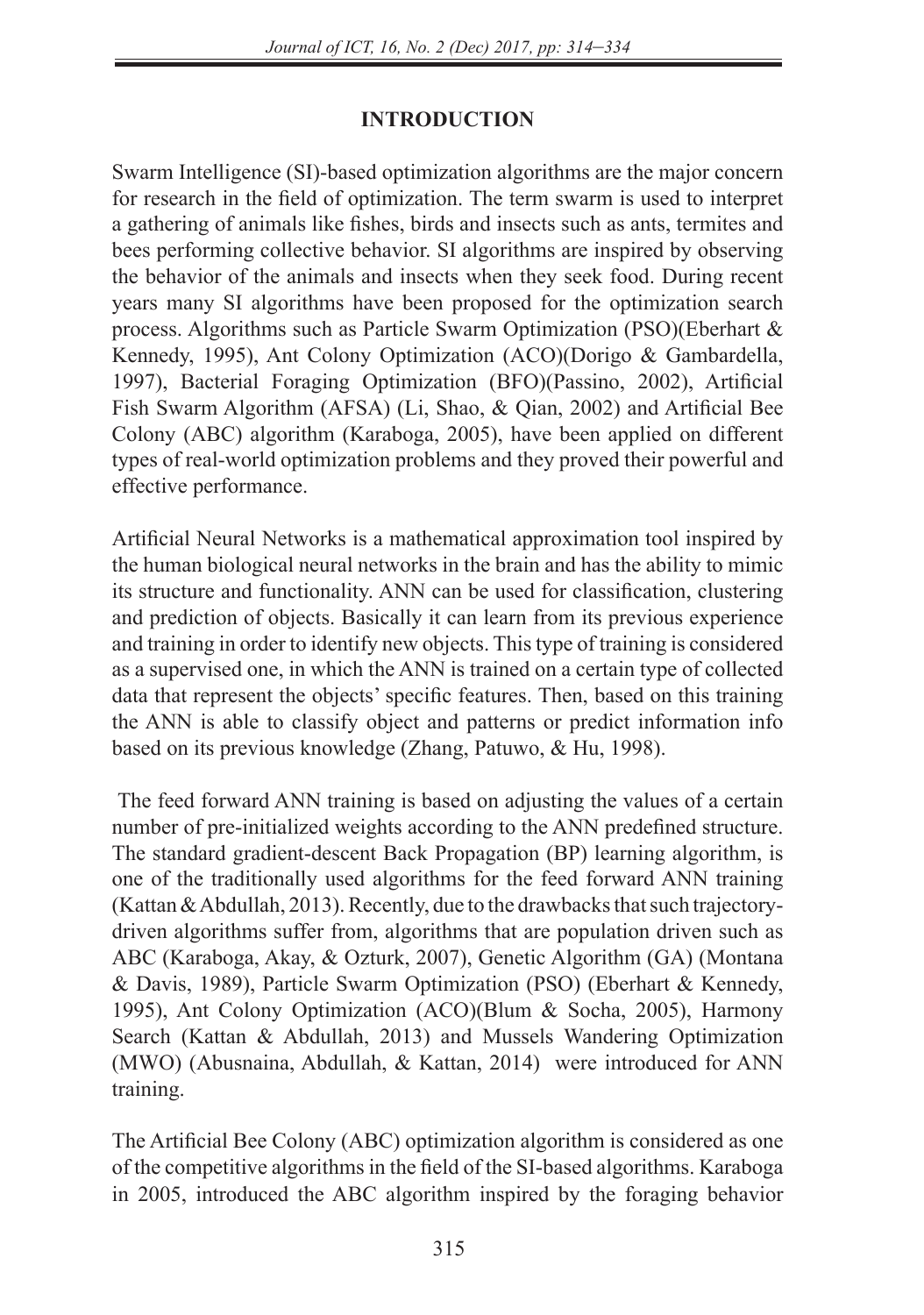## INTRODUCTION

Swarm Intelligence (SI)-based optimization algorithms are the major concern for research in the field of optimization. The term swarm is used to interpret a gathering of animals like fishes, birds and insects such as ants, termites and bees performing collective behavior. SI algorithms are inspired by observing the behavior of the animals and insects when they seek food. During recent years many SI algorithms have been proposed for the optimization search process. Algorithms such as Particle Swarm Optimization (PSO)(Eberhart & Kennedy, 1995), Ant Colony Optimization (ACO)(Dorigo & Gambardella, 1997), Bacterial Foraging Optimization (BFO)(Passino, 2002), Artificial Fish Swarm Algorithm (AFSA) (Li, Shao, & Qian, 2002) and Artificial Bee Colony (ABC) algorithm (Karaboga, 2005), have been applied on different types of real-world optimization problems and they proved their powerful and effective performance.

Artificial Neural Networks is a mathematical approximation tool inspired by the human biological neural networks in the brain and has the ability to mimic its structure and functionality. ANN can be used for classification, clustering and prediction of objects. Basically it can learn from its previous experience and training in order to identify new objects. This type of training is considered as a supervised one, in which the ANN is trained on a certain type of collected data that represent the objects' specific features. Then, based on this training the ANN is able to classify object and patterns or predict information info based on its previous knowledge (Zhang, Patuwo, & Hu, 1998).

The feed forward ANN training is based on adjusting the values of a certain number of pre-initialized weights according to the ANN predefined structure. The standard gradient-descent Back Propagation (BP) learning algorithm, is one of the traditionally used algorithms for the feed forward ANN training (Kattan & Abdullah, 2013). Recently, due to the drawbacks that such trajectory-driven algorithms suffer from, algorithms that are population driven such as ABC (Karaboga, Akay, & Ozturk, 2007), Genetic Algorithm (GA) (Montana & Davis, 1989), Particle Swarm Optimization (PSO) (Eberhart & Kennedy, 1995), Ant Colony Optimization (ACO)(Blum & Socha, 2005), Harmony Search (Kattan & Abdullah, 2013) and Mussels Wandering Optimization (MWO) (Abusnaina, Abdullah, & Kattan, 2014) were introduced for ANN training.

The Artificial Bee Colony (ABC) optimization algorithm is considered as one of the competitive algorithms in the field of the SI-based algorithms. Karaboga in 2005, introduced the ABC algorithm inspired by the foraging behavior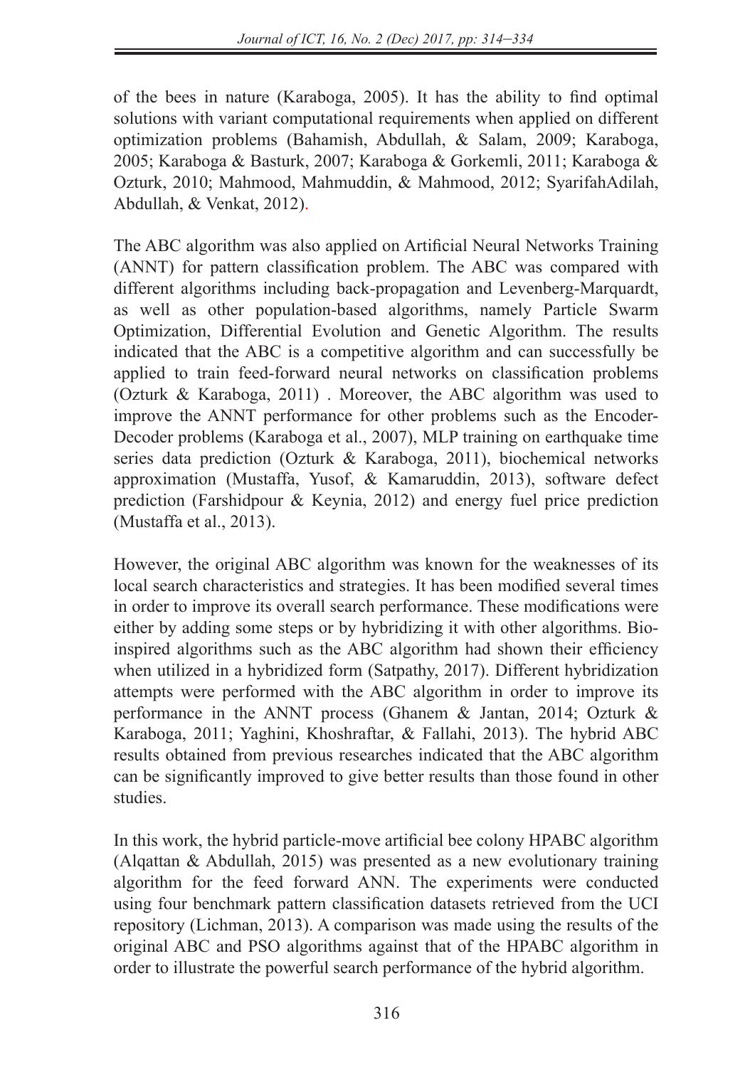of the bees in nature (Karaboga, 2005). It has the ability to find optimal solutions with variant computational requirements when applied on different optimization problems (Bahamish, Abdullah, & Salam, 2009; Karaboga, 2005; Karaboga & Basturk, 2007; Karaboga & Gorkemli, 2011; Karaboga & Ozturk, 2010; Mahmood, Mahmuddin, & Mahmood, 2012; SyarifahAdilah, Abdullah, & Venkat, 2012).

The ABC algorithm was also applied on Artificial Neural Networks Training (ANNT) for pattern classification problem. The ABC was compared with different algorithms including back-propagation and Levenberg-Marquardt, as well as other population-based algorithms, namely Particle Swarm Optimization, Differential Evolution and Genetic Algorithm. The results indicated that the ABC is a competitive algorithm and can successfully be applied to train feed-forward neural networks on classification problems (Ozturk & Karaboga, 2011) . Moreover, the ABC algorithm was used to improve the ANNT performance for other problems such as the Encoder-Decoder problems (Karaboga et al., 2007), MLP training on earthquake time series data prediction (Ozturk & Karaboga, 2011), biochemical networks approximation (Mustaffa, Yusof, & Kamaruddin, 2013), software defect prediction (Farshidpour & Keynia, 2012) and energy fuel price prediction (Mustaffa et al., 2013).

However, the original ABC algorithm was known for the weaknesses of its local search characteristics and strategies. It has been modified several times in order to improve its overall search performance. These modifications were either by adding some steps or by hybridizing it with other algorithms. Bio-inspired algorithms such as the ABC algorithm had shown their efficiency when utilized in a hybridized form (Satpathy, 2017). Different hybridization attempts were performed with the ABC algorithm in order to improve its performance in the ANNT process (Ghanem & Jantan, 2014; Ozturk & Karaboga, 2011; Yaghini, Khoshraftar, & Fallahi, 2013). The hybrid ABC results obtained from previous researches indicated that the ABC algorithm can be significantly improved to give better results than those found in other studies.

In this work, the hybrid particle-move artificial bee colony HPABC algorithm (Alqattan & Abdullah, 2015) was presented as a new evolutionary training algorithm for the feed forward ANN. The experiments were conducted using four benchmark pattern classification datasets retrieved from the UCI repository (Lichman, 2013). A comparison was made using the results of the original ABC and PSO algorithms against that of the HPABC algorithm in order to illustrate the powerful search performance of the hybrid algorithm.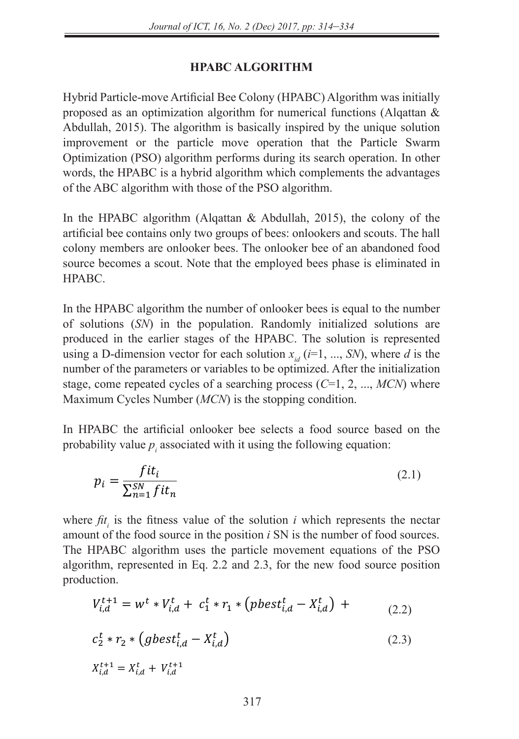## HPABC ALGORITHM

Hybrid Particle-move Artificial Bee Colony (HPABC) Algorithm was initially proposed as an optimization algorithm for numerical functions (Alqattan & Abdullah, 2015). The algorithm is basically inspired by the unique solution improvement or the particle move operation that the Particle Swarm Optimization (PSO) algorithm performs during its search operation. In other words, the HPABC is a hybrid algorithm which complements the advantages of the ABC algorithm with those of the PSO algorithm.

In the HPABC algorithm (Alqattan & Abdullah, 2015), the colony of the artificial bee contains only two groups of bees: onlookers and scouts. The hall colony members are onlooker bees. The onlooker bee of an abandoned food source becomes a scout. Note that the employed bees phase is eliminated in HPABC.

In the HPABC algorithm the number of onlooker bees is equal to the number of solutions (*SN*) in the population. Randomly initialized solutions are produced in the earlier stages of the HPABC. The solution is represented using a D-dimension vector for each solution $x_{id}$ ($i$=1, ..., *SN*), where $d$ is the number of the parameters or variables to be optimized. After the initialization stage, come repeated cycles of a searching process ($C$=1, 2, ..., *MCN*) where Maximum Cycles Number (*MCN*) is the stopping condition.

In HPABC the artificial onlooker bee selects a food source based on the probability value $p_i$ associated with it using the following equation:

$$p_i = \frac{fit_i}{\sum_{n=1}^{SN} fit_n} \tag{2.1}$$

where $fit_i$ is the fitness value of the solution $i$ which represents the nectar amount of the food source in the position $i$ SN is the number of food sources. The HPABC algorithm uses the particle movement equations of the PSO algorithm, represented in Eq. 2.2 and 2.3, for the new food source position production.

$$V_{i,d}^{t+1} = w^t * V_{i,d}^t + c_1^t * r_1 * \left(pbest_{i,d}^t - X_{i,d}^t\right) + \tag{2.2}$$

$$c_2^t * r_2 * \left(gbest_{i,d}^t - X_{i,d}^t\right) \tag{2.3}$$

$$X_{i,d}^{t+1} = X_{i,d}^t + V_{i,d}^{t+1}$$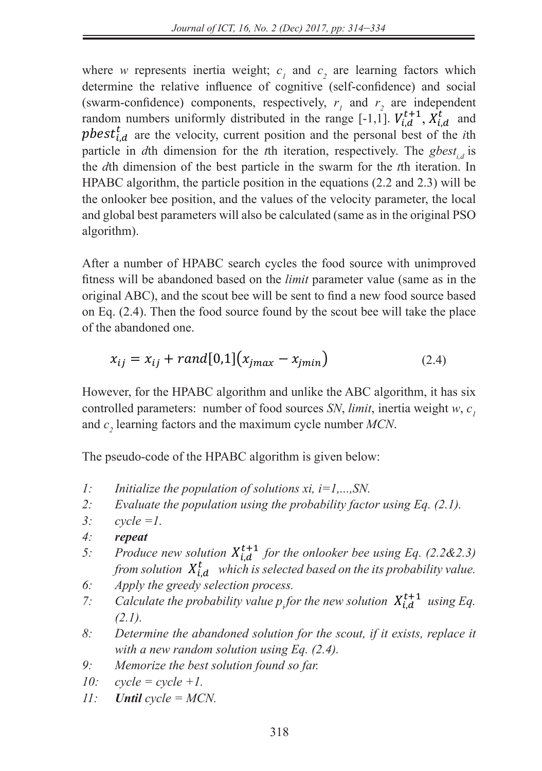where $w$ represents inertia weight; $c_1$ and $c_2$ are learning factors which determine the relative influence of cognitive (self-confidence) and social (swarm-confidence) components, respectively, $r_1$ and $r_2$ are independent random numbers uniformly distributed in the range [-1,1]. $V_{i,d}^{t+1}$, $X_{i,d}^{t}$ and $pbest_{i,d}^{t}$ are the velocity, current position and the personal best of the $i$th particle in $d$th dimension for the $t$th iteration, respectively. The $gbest_{i,d}$ is the $d$th dimension of the best particle in the swarm for the $t$th iteration. In HPABC algorithm, the particle position in the equations (2.2 and 2.3) will be the onlooker bee position, and the values of the velocity parameter, the local and global best parameters will also be calculated (same as in the original PSO algorithm).

After a number of HPABC search cycles the food source with unimproved fitness will be abandoned based on the *limit* parameter value (same as in the original ABC), and the scout bee will be sent to find a new food source based on Eq. (2.4). Then the food source found by the scout bee will take the place of the abandoned one.

$$x_{ij} = x_{ij} + rand[0,1](x_{jmax} - x_{jmin}) \tag{2.4}$$

However, for the HPABC algorithm and unlike the ABC algorithm, it has six controlled parameters: number of food sources *SN*, *limit*, inertia weight $w$, $c_1$ and $c_2$ learning factors and the maximum cycle number *MCN*.

The pseudo-code of the HPABC algorithm is given below:

1: *Initialize the population of solutions xi, i=1,...,SN.*
2: *Evaluate the population using the probability factor using Eq. (2.1).*
3: *cycle =1.*
4: ***repeat***
5: *Produce new solution* $X_{i,d}^{t+1}$ *for the onlooker bee using Eq. (2.2&2.3) from solution* $X_{i,d}^{t}$ *which is selected based on the its probability value.*
6: *Apply the greedy selection process.*
7: *Calculate the probability value* $p_i$ *for the new solution* $X_{i,d}^{t+1}$ *using Eq. (2.1).*
8: *Determine the abandoned solution for the scout, if it exists, replace it with a new random solution using Eq. (2.4).*
9: *Memorize the best solution found so far.*
10: *cycle = cycle +1.*
11: ***Until*** *cycle = MCN.*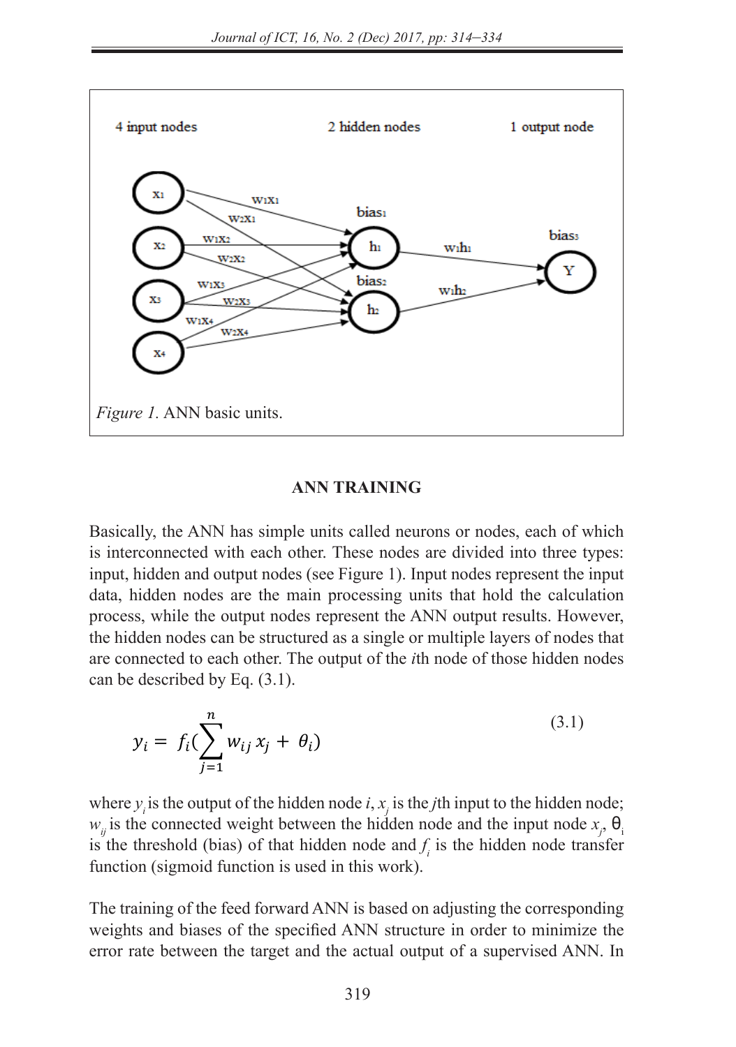*Figure 1.* ANN basic units.

## ANN TRAINING

Basically, the ANN has simple units called neurons or nodes, each of which is interconnected with each other. These nodes are divided into three types: input, hidden and output nodes (see Figure 1). Input nodes represent the input data, hidden nodes are the main processing units that hold the calculation process, while the output nodes represent the ANN output results. However, the hidden nodes can be structured as a single or multiple layers of nodes that are connected to each other. The output of the *i*th node of those hidden nodes can be described by Eq. (3.1).

$$y_i = f_i(\sum_{j=1}^{n} w_{ij} x_j + \theta_i) \tag{3.1}$$

where $y_i$ is the output of the hidden node $i$, $x_j$ is the $j$th input to the hidden node; $w_{ij}$ is the connected weight between the hidden node and the input node $x_j$, $\theta_i$ is the threshold (bias) of that hidden node and $f_i$ is the hidden node transfer function (sigmoid function is used in this work).

The training of the feed forward ANN is based on adjusting the corresponding weights and biases of the specified ANN structure in order to minimize the error rate between the target and the actual output of a supervised ANN. In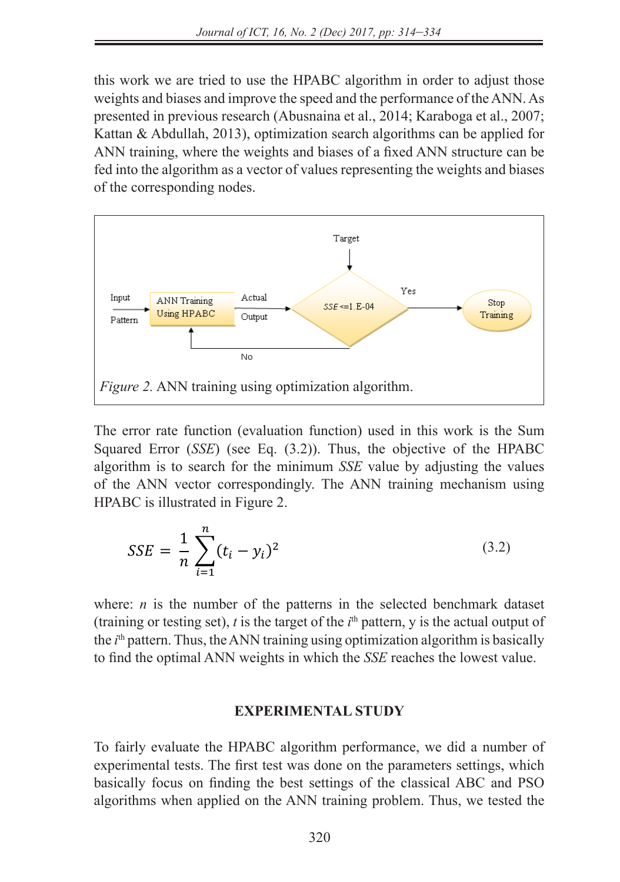this work we are tried to use the HPABC algorithm in order to adjust those weights and biases and improve the speed and the performance of the ANN. As presented in previous research (Abusnaina et al., 2014; Karaboga et al., 2007; Kattan & Abdullah, 2013), optimization search algorithms can be applied for ANN training, where the weights and biases of a fixed ANN structure can be fed into the algorithm as a vector of values representing the weights and biases of the corresponding nodes.

*Figure 2.* ANN training using optimization algorithm.

The error rate function (evaluation function) used in this work is the Sum Squared Error (*SSE*) (see Eq. (3.2)). Thus, the objective of the HPABC algorithm is to search for the minimum *SSE* value by adjusting the values of the ANN vector correspondingly. The ANN training mechanism using HPABC is illustrated in Figure 2.

$$SSE = \frac{1}{n}\sum_{i=1}^{n}(t_i - y_i)^2 \tag{3.2}$$

where: $n$ is the number of the patterns in the selected benchmark dataset (training or testing set), $t$ is the target of the $i^{th}$ pattern, y is the actual output of the $i^{th}$ pattern. Thus, the ANN training using optimization algorithm is basically to find the optimal ANN weights in which the *SSE* reaches the lowest value.

## EXPERIMENTAL STUDY

To fairly evaluate the HPABC algorithm performance, we did a number of experimental tests. The first test was done on the parameters settings, which basically focus on finding the best settings of the classical ABC and PSO algorithms when applied on the ANN training problem. Thus, we tested the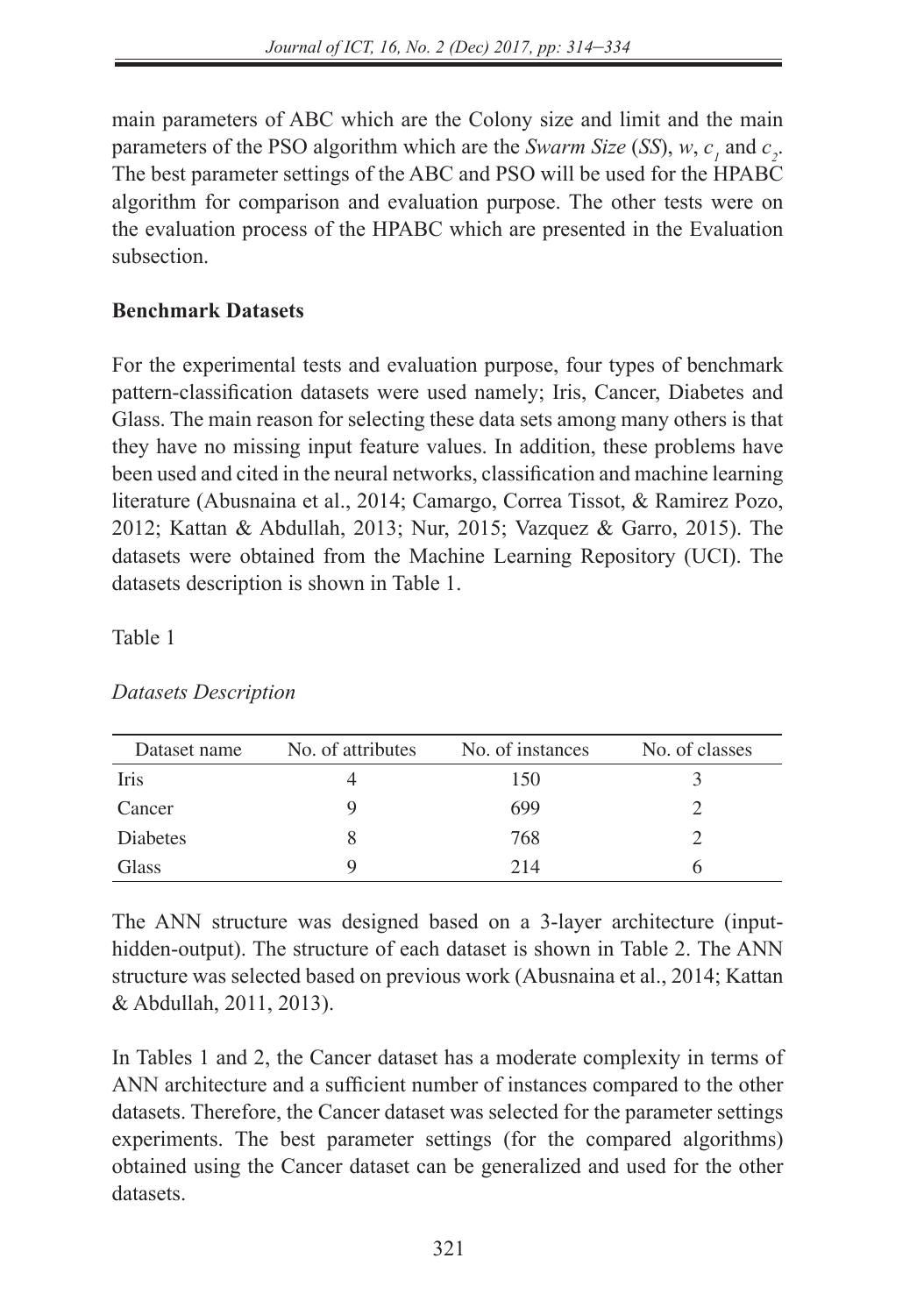main parameters of ABC which are the Colony size and limit and the main parameters of the PSO algorithm which are the *Swarm Size* (*SS*), $w$, $c_1$ and $c_2$. The best parameter settings of the ABC and PSO will be used for the HPABC algorithm for comparison and evaluation purpose. The other tests were on the evaluation process of the HPABC which are presented in the Evaluation subsection.

**Benchmark Datasets**

For the experimental tests and evaluation purpose, four types of benchmark pattern-classification datasets were used namely; Iris, Cancer, Diabetes and Glass. The main reason for selecting these data sets among many others is that they have no missing input feature values. In addition, these problems have been used and cited in the neural networks, classification and machine learning literature (Abusnaina et al., 2014; Camargo, Correa Tissot, & Ramirez Pozo, 2012; Kattan & Abdullah, 2013; Nur, 2015; Vazquez & Garro, 2015). The datasets were obtained from the Machine Learning Repository (UCI). The datasets description is shown in Table 1.

Table 1

*Datasets Description*

| Dataset name | No. of attributes | No. of instances | No. of classes |
|---|---|---|---|
| Iris | 4 | 150 | 3 |
| Cancer | 9 | 699 | 2 |
| Diabetes | 8 | 768 | 2 |
| Glass | 9 | 214 | 6 |

The ANN structure was designed based on a 3-layer architecture (input-hidden-output). The structure of each dataset is shown in Table 2. The ANN structure was selected based on previous work (Abusnaina et al., 2014; Kattan & Abdullah, 2011, 2013).

In Tables 1 and 2, the Cancer dataset has a moderate complexity in terms of ANN architecture and a sufficient number of instances compared to the other datasets. Therefore, the Cancer dataset was selected for the parameter settings experiments. The best parameter settings (for the compared algorithms) obtained using the Cancer dataset can be generalized and used for the other datasets.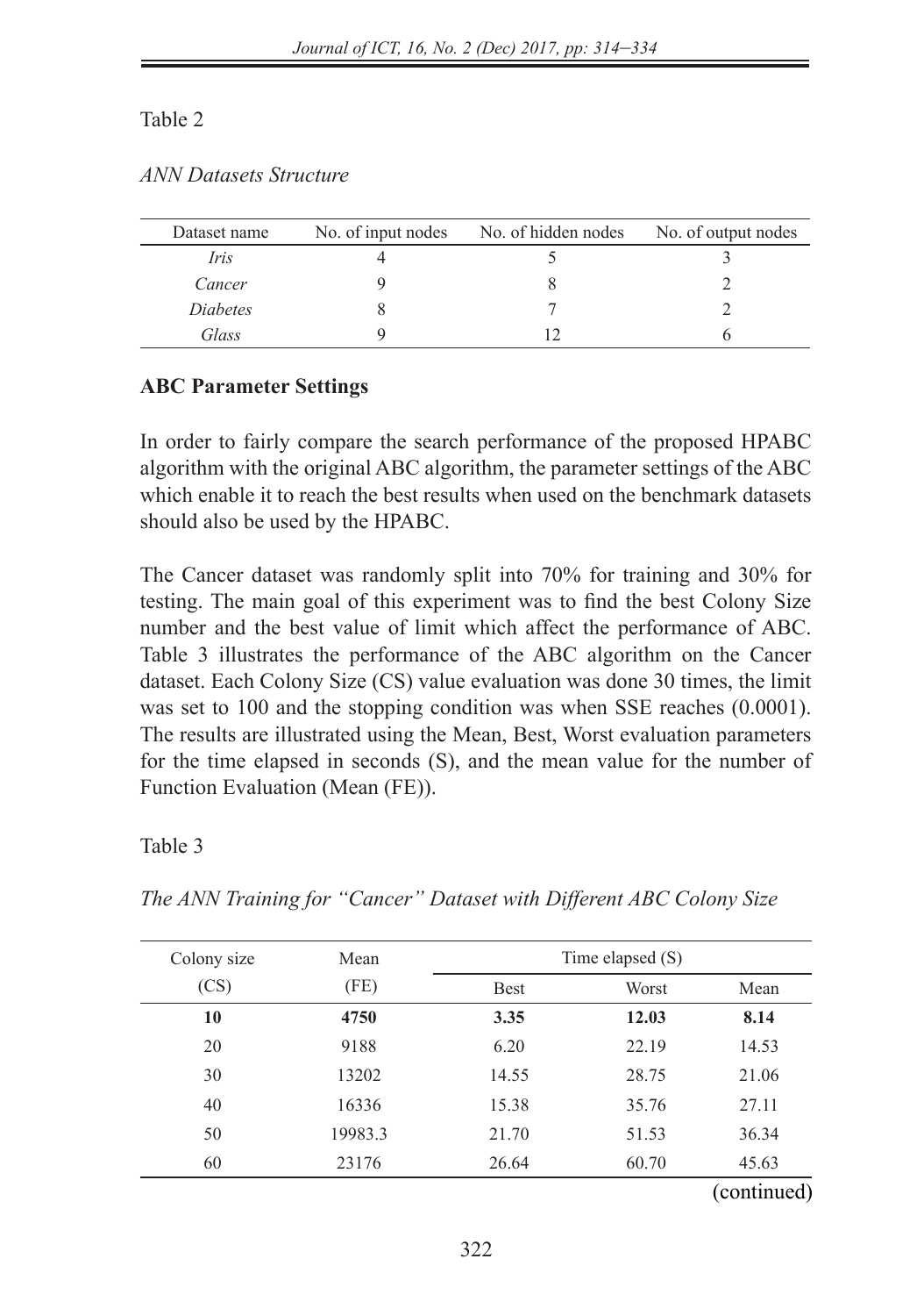Table 2

*ANN Datasets Structure*

| Dataset name | No. of input nodes | No. of hidden nodes | No. of output nodes |
|---|---|---|---|
| *Iris* | 4 | 5 | 3 |
| *Cancer* | 9 | 8 | 2 |
| *Diabetes* | 8 | 7 | 2 |
| *Glass* | 9 | 12 | 6 |

**ABC Parameter Settings**

In order to fairly compare the search performance of the proposed HPABC algorithm with the original ABC algorithm, the parameter settings of the ABC which enable it to reach the best results when used on the benchmark datasets should also be used by the HPABC.

The Cancer dataset was randomly split into 70% for training and 30% for testing. The main goal of this experiment was to find the best Colony Size number and the best value of limit which affect the performance of ABC. Table 3 illustrates the performance of the ABC algorithm on the Cancer dataset. Each Colony Size (CS) value evaluation was done 30 times, the limit was set to 100 and the stopping condition was when SSE reaches (0.0001). The results are illustrated using the Mean, Best, Worst evaluation parameters for the time elapsed in seconds (S), and the mean value for the number of Function Evaluation (Mean (FE)).

Table 3

*The ANN Training for "Cancer" Dataset with Different ABC Colony Size*

| Colony size (CS) | Mean (FE) | Time elapsed (S) | | |
|---|---|---|---|---|
| | | Best | Worst | Mean |
| **10** | **4750** | **3.35** | **12.03** | **8.14** |
| 20 | 9188 | 6.20 | 22.19 | 14.53 |
| 30 | 13202 | 14.55 | 28.75 | 21.06 |
| 40 | 16336 | 15.38 | 35.76 | 27.11 |
| 50 | 19983.3 | 21.70 | 51.53 | 36.34 |
| 60 | 23176 | 26.64 | 60.70 | 45.63 |

(continued)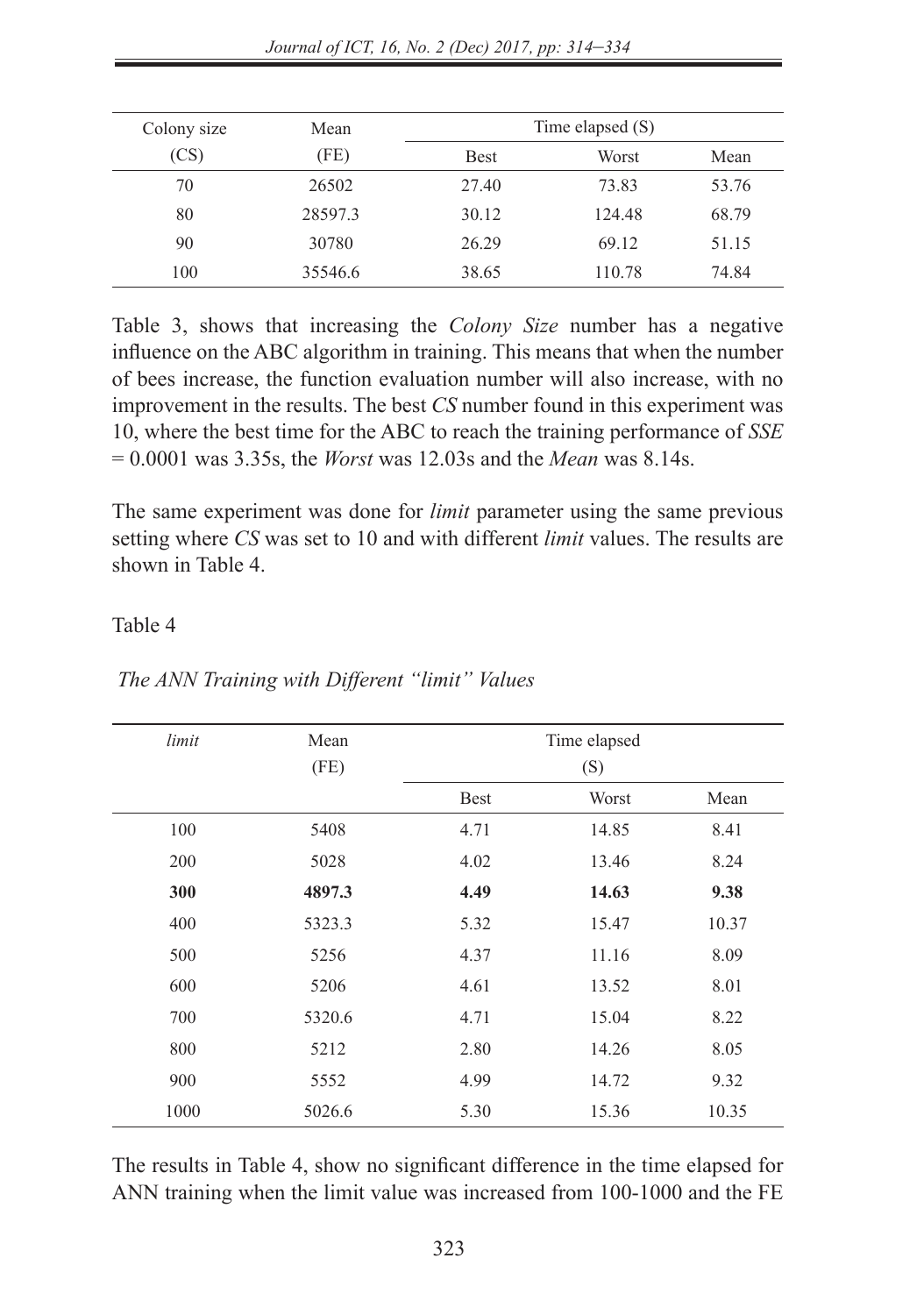| Colony size (CS) | Mean (FE) | Time elapsed (S) | | |
|---|---|---|---|---|
| | | Best | Worst | Mean |
| 70 | 26502 | 27.40 | 73.83 | 53.76 |
| 80 | 28597.3 | 30.12 | 124.48 | 68.79 |
| 90 | 30780 | 26.29 | 69.12 | 51.15 |
| 100 | 35546.6 | 38.65 | 110.78 | 74.84 |

Table 3, shows that increasing the *Colony Size* number has a negative influence on the ABC algorithm in training. This means that when the number of bees increase, the function evaluation number will also increase, with no improvement in the results. The best *CS* number found in this experiment was 10, where the best time for the ABC to reach the training performance of *SSE* = 0.0001 was 3.35s, the *Worst* was 12.03s and the *Mean* was 8.14s.

The same experiment was done for *limit* parameter using the same previous setting where *CS* was set to 10 and with different *limit* values. The results are shown in Table 4.

Table 4

*The ANN Training with Different "limit" Values*

| *limit* | Mean (FE) | Time elapsed (S) | | |
|---|---|---|---|---|
| | | Best | Worst | Mean |
| 100 | 5408 | 4.71 | 14.85 | 8.41 |
| 200 | 5028 | 4.02 | 13.46 | 8.24 |
| **300** | **4897.3** | **4.49** | **14.63** | **9.38** |
| 400 | 5323.3 | 5.32 | 15.47 | 10.37 |
| 500 | 5256 | 4.37 | 11.16 | 8.09 |
| 600 | 5206 | 4.61 | 13.52 | 8.01 |
| 700 | 5320.6 | 4.71 | 15.04 | 8.22 |
| 800 | 5212 | 2.80 | 14.26 | 8.05 |
| 900 | 5552 | 4.99 | 14.72 | 9.32 |
| 1000 | 5026.6 | 5.30 | 15.36 | 10.35 |

The results in Table 4, show no significant difference in the time elapsed for ANN training when the limit value was increased from 100-1000 and the FE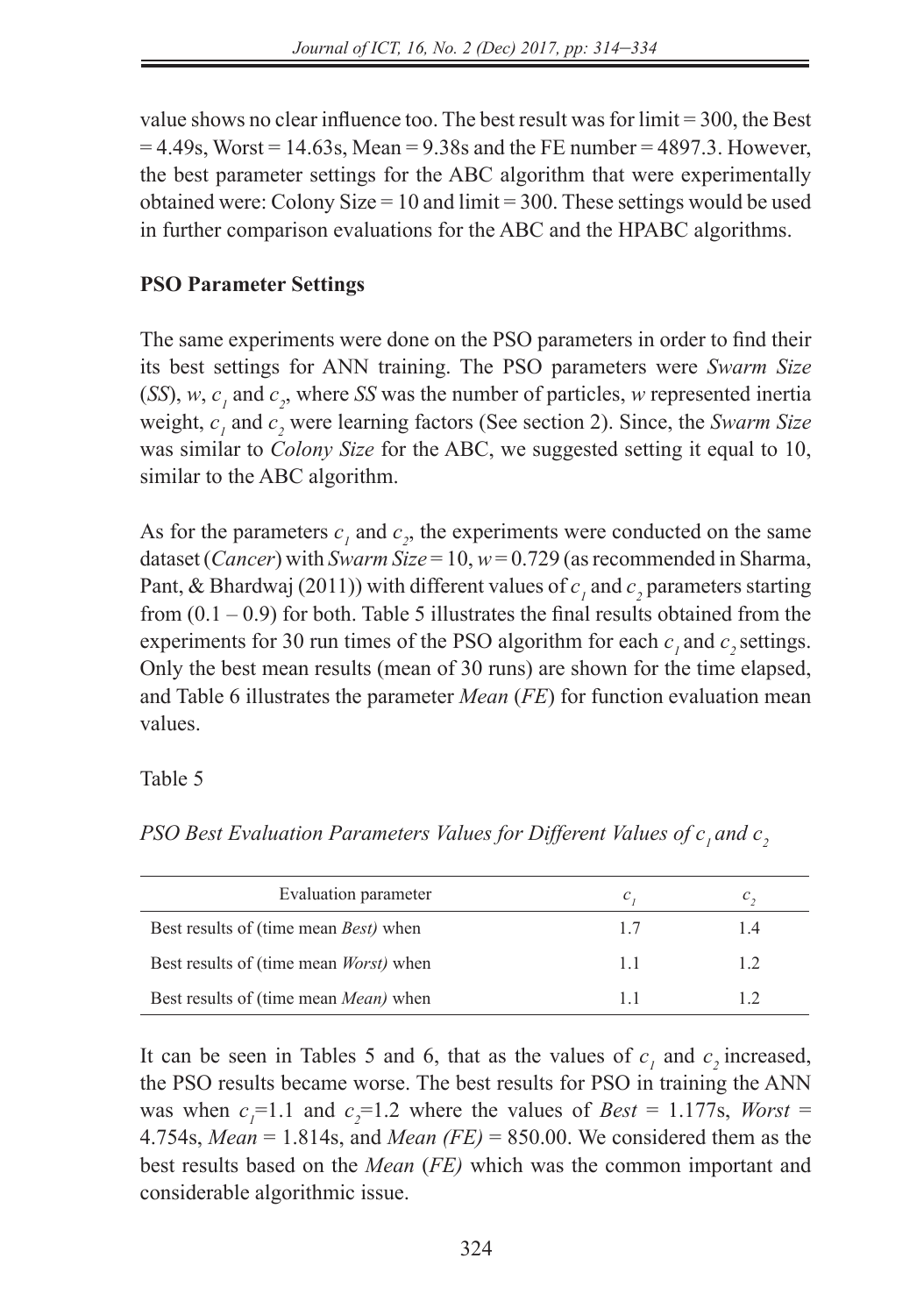value shows no clear influence too. The best result was for limit = 300, the Best = 4.49s, Worst = 14.63s, Mean = 9.38s and the FE number = 4897.3. However, the best parameter settings for the ABC algorithm that were experimentally obtained were: Colony Size = 10 and limit = 300. These settings would be used in further comparison evaluations for the ABC and the HPABC algorithms.

**PSO Parameter Settings**

The same experiments were done on the PSO parameters in order to find their its best settings for ANN training. The PSO parameters were *Swarm Size* (*SS*), $w$, $c_1$ and $c_2$, where *SS* was the number of particles, $w$ represented inertia weight, $c_1$ and $c_2$ were learning factors (See section 2). Since, the *Swarm Size* was similar to *Colony Size* for the ABC, we suggested setting it equal to 10, similar to the ABC algorithm.

As for the parameters $c_1$ and $c_2$, the experiments were conducted on the same dataset (*Cancer*) with *Swarm Size* = 10, $w$ = 0.729 (as recommended in Sharma, Pant, & Bhardwaj (2011)) with different values of $c_1$ and $c_2$ parameters starting from (0.1 – 0.9) for both. Table 5 illustrates the final results obtained from the experiments for 30 run times of the PSO algorithm for each $c_1$ and $c_2$ settings. Only the best mean results (mean of 30 runs) are shown for the time elapsed, and Table 6 illustrates the parameter *Mean* (*FE*) for function evaluation mean values.

Table 5

*PSO Best Evaluation Parameters Values for Different Values of $c_1$ and $c_2$*

| Evaluation parameter | $c_1$ | $c_2$ |
|---|---|---|
| Best results of (time mean *Best)* when | 1.7 | 1.4 |
| Best results of (time mean *Worst)* when | 1.1 | 1.2 |
| Best results of (time mean *Mean)* when | 1.1 | 1.2 |

It can be seen in Tables 5 and 6, that as the values of $c_1$ and $c_2$ increased, the PSO results became worse. The best results for PSO in training the ANN was when $c_1$=1.1 and $c_2$=1.2 where the values of *Best* = 1.177s, *Worst* = 4.754s, *Mean* = 1.814s, and *Mean (FE)* = 850.00. We considered them as the best results based on the *Mean* (*FE)* which was the common important and considerable algorithmic issue.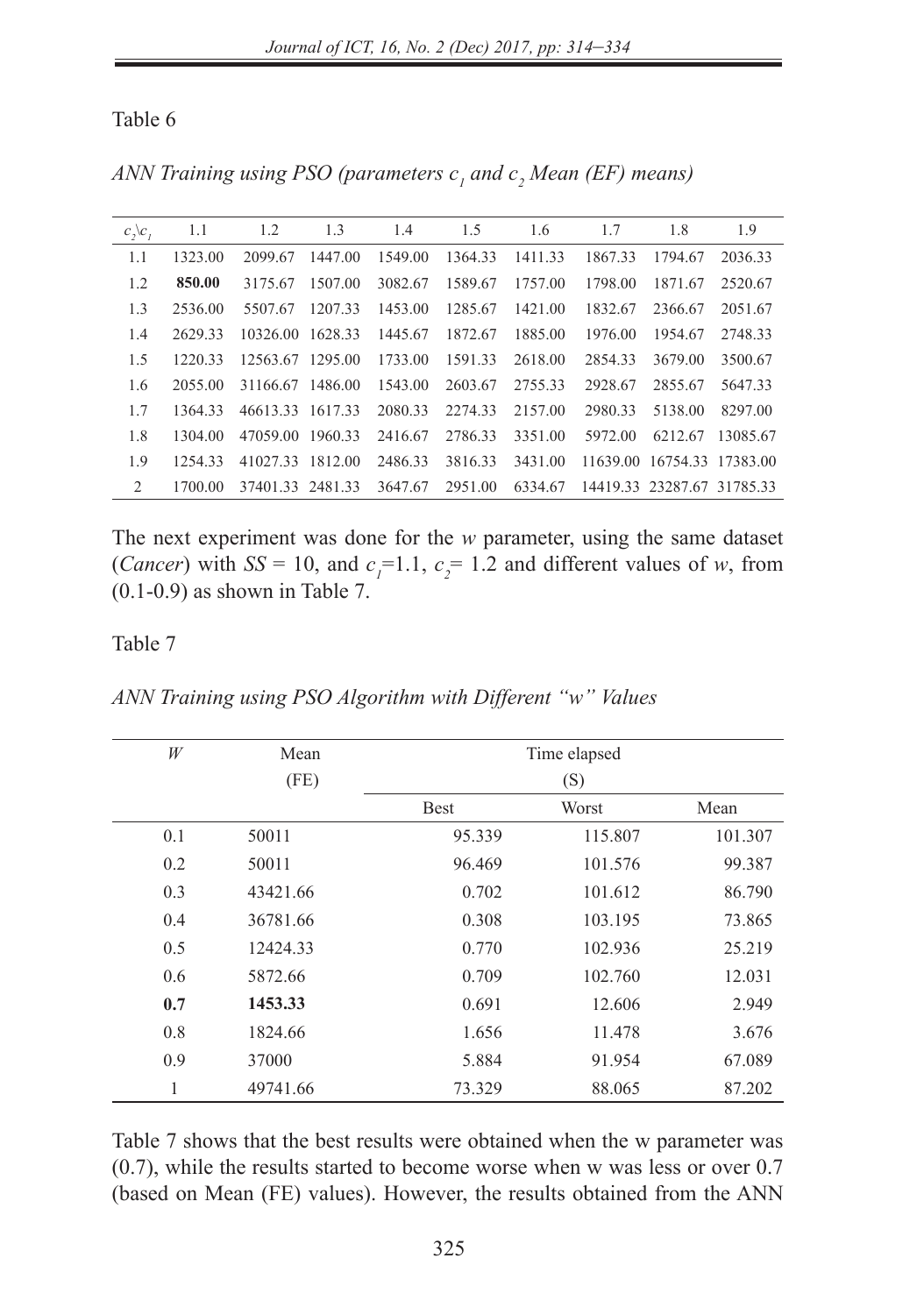Table 6

*ANN Training using PSO (parameters $c_1$ and $c_2$ Mean (EF) means)*

| $c_2 \backslash c_1$ | 1.1 | 1.2 | 1.3 | 1.4 | 1.5 | 1.6 | 1.7 | 1.8 | 1.9 |
|---|---|---|---|---|---|---|---|---|---|
| 1.1 | 1323.00 | 2099.67 | 1447.00 | 1549.00 | 1364.33 | 1411.33 | 1867.33 | 1794.67 | 2036.33 |
| 1.2 | **850.00** | 3175.67 | 1507.00 | 3082.67 | 1589.67 | 1757.00 | 1798.00 | 1871.67 | 2520.67 |
| 1.3 | 2536.00 | 5507.67 | 1207.33 | 1453.00 | 1285.67 | 1421.00 | 1832.67 | 2366.67 | 2051.67 |
| 1.4 | 2629.33 | 10326.00 | 1628.33 | 1445.67 | 1872.67 | 1885.00 | 1976.00 | 1954.67 | 2748.33 |
| 1.5 | 1220.33 | 12563.67 | 1295.00 | 1733.00 | 1591.33 | 2618.00 | 2854.33 | 3679.00 | 3500.67 |
| 1.6 | 2055.00 | 31166.67 | 1486.00 | 1543.00 | 2603.67 | 2755.33 | 2928.67 | 2855.67 | 5647.33 |
| 1.7 | 1364.33 | 46613.33 | 1617.33 | 2080.33 | 2274.33 | 2157.00 | 2980.33 | 5138.00 | 8297.00 |
| 1.8 | 1304.00 | 47059.00 | 1960.33 | 2416.67 | 2786.33 | 3351.00 | 5972.00 | 6212.67 | 13085.67 |
| 1.9 | 1254.33 | 41027.33 | 1812.00 | 2486.33 | 3816.33 | 3431.00 | 11639.00 | 16754.33 | 17383.00 |
| 2 | 1700.00 | 37401.33 | 2481.33 | 3647.67 | 2951.00 | 6334.67 | 14419.33 | 23287.67 | 31785.33 |

The next experiment was done for the *w* parameter, using the same dataset (*Cancer*) with *SS* = 10, and $c_1$=1.1, $c_2$= 1.2 and different values of *w*, from (0.1-0.9) as shown in Table 7.

Table 7

*ANN Training using PSO Algorithm with Different "w" Values*

| *W* | Mean (FE) | Time elapsed (S) | | |
|---|---|---|---|---|
| | | Best | Worst | Mean |
| 0.1 | 50011 | 95.339 | 115.807 | 101.307 |
| 0.2 | 50011 | 96.469 | 101.576 | 99.387 |
| 0.3 | 43421.66 | 0.702 | 101.612 | 86.790 |
| 0.4 | 36781.66 | 0.308 | 103.195 | 73.865 |
| 0.5 | 12424.33 | 0.770 | 102.936 | 25.219 |
| 0.6 | 5872.66 | 0.709 | 102.760 | 12.031 |
| **0.7** | **1453.33** | 0.691 | 12.606 | 2.949 |
| 0.8 | 1824.66 | 1.656 | 11.478 | 3.676 |
| 0.9 | 37000 | 5.884 | 91.954 | 67.089 |
| 1 | 49741.66 | 73.329 | 88.065 | 87.202 |

Table 7 shows that the best results were obtained when the w parameter was (0.7), while the results started to become worse when w was less or over 0.7 (based on Mean (FE) values). However, the results obtained from the ANN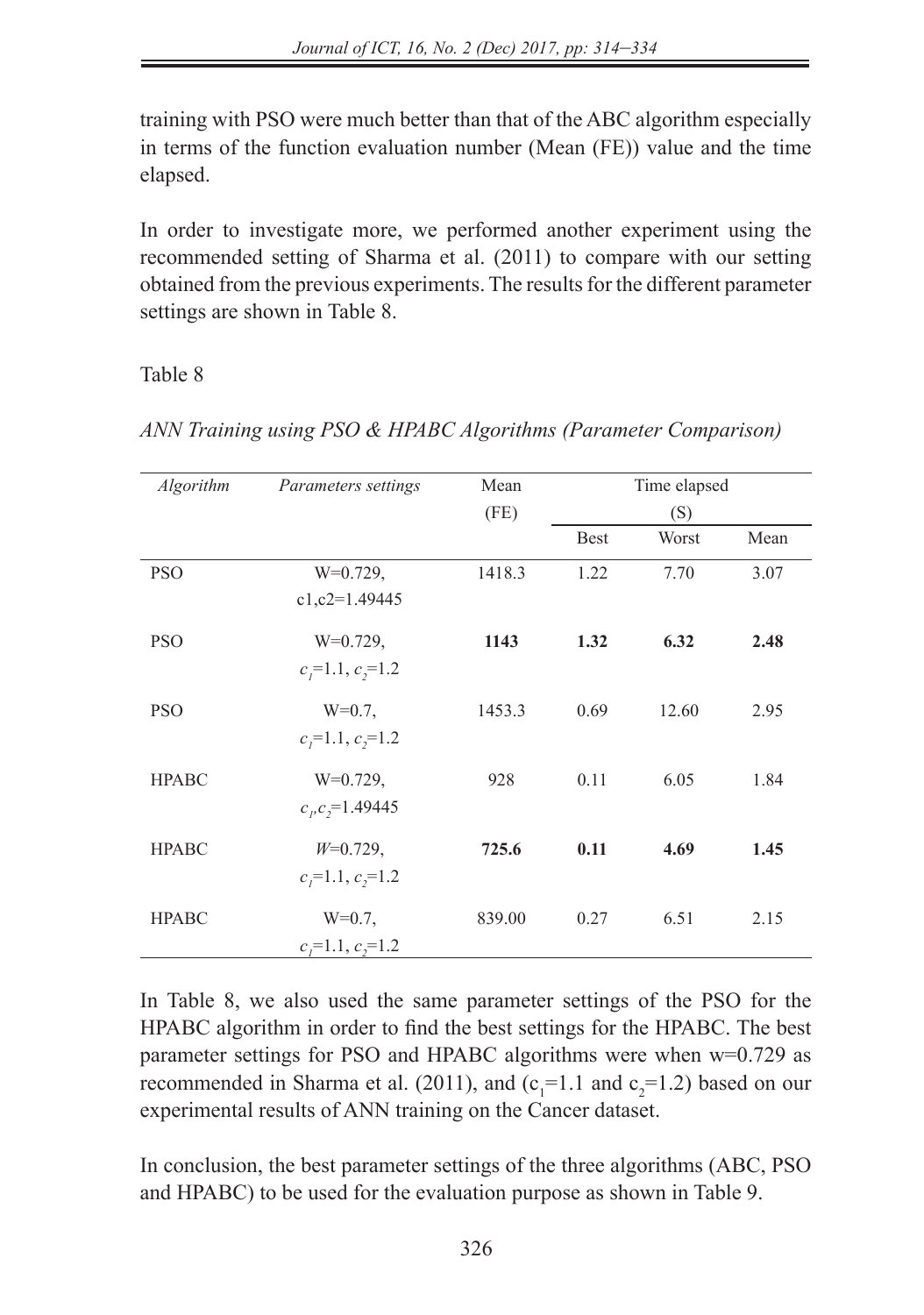training with PSO were much better than that of the ABC algorithm especially in terms of the function evaluation number (Mean (FE)) value and the time elapsed.

In order to investigate more, we performed another experiment using the recommended setting of Sharma et al. (2011) to compare with our setting obtained from the previous experiments. The results for the different parameter settings are shown in Table 8.

Table 8

*ANN Training using PSO & HPABC Algorithms (Parameter Comparison)*

| *Algorithm* | *Parameters settings* | Mean (FE) | Time elapsed (S) | | |
|---|---|---|---|---|---|
| | | | Best | Worst | Mean |
| PSO | W=0.729, c1,c2=1.49445 | 1418.3 | 1.22 | 7.70 | 3.07 |
| PSO | W=0.729, $c_1$=1.1, $c_2$=1.2 | **1143** | **1.32** | **6.32** | **2.48** |
| PSO | W=0.7, $c_1$=1.1, $c_2$=1.2 | 1453.3 | 0.69 | 12.60 | 2.95 |
| HPABC | W=0.729, $c_1$,$c_2$=1.49445 | 928 | 0.11 | 6.05 | 1.84 |
| HPABC | *W*=0.729, $c_1$=1.1, $c_2$=1.2 | **725.6** | **0.11** | **4.69** | **1.45** |
| HPABC | W=0.7, $c_1$=1.1, $c_2$=1.2 | 839.00 | 0.27 | 6.51 | 2.15 |

In Table 8, we also used the same parameter settings of the PSO for the HPABC algorithm in order to find the best settings for the HPABC. The best parameter settings for PSO and HPABC algorithms were when w=0.729 as recommended in Sharma et al. (2011), and ($c_1$=1.1 and $c_2$=1.2) based on our experimental results of ANN training on the Cancer dataset.

In conclusion, the best parameter settings of the three algorithms (ABC, PSO and HPABC) to be used for the evaluation purpose as shown in Table 9.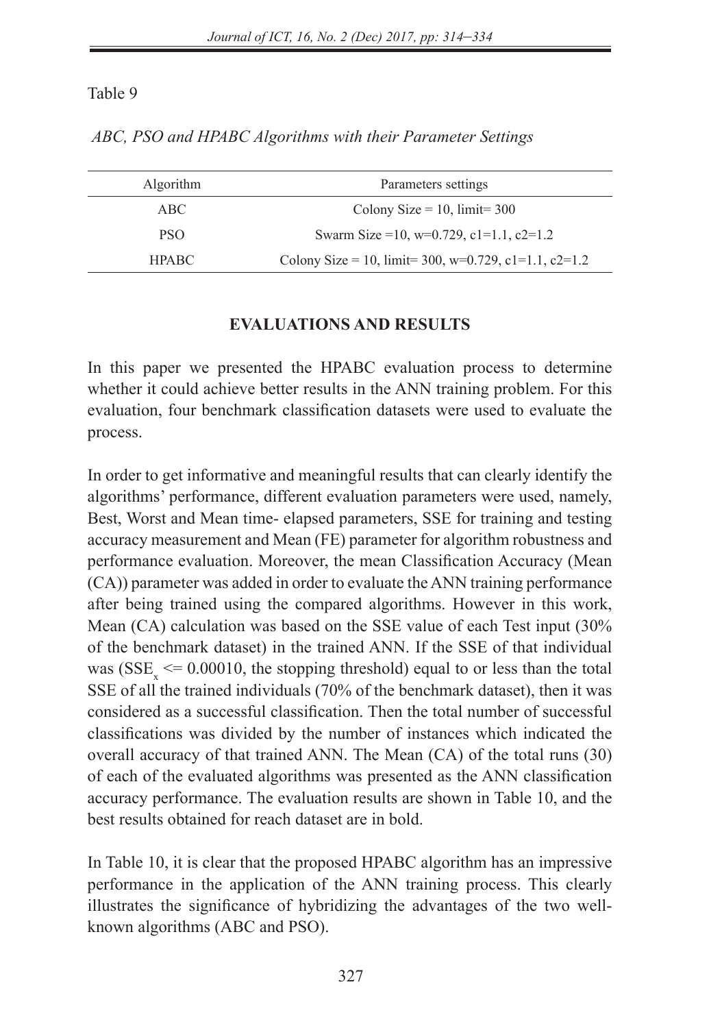Table 9

*ABC, PSO and HPABC Algorithms with their Parameter Settings*

| Algorithm | Parameters settings |
|---|---|
| ABC | Colony Size = 10, limit= 300 |
| PSO | Swarm Size =10, w=0.729, c1=1.1, c2=1.2 |
| HPABC | Colony Size = 10, limit= 300, w=0.729, c1=1.1, c2=1.2 |

## EVALUATIONS AND RESULTS

In this paper we presented the HPABC evaluation process to determine whether it could achieve better results in the ANN training problem. For this evaluation, four benchmark classification datasets were used to evaluate the process.

In order to get informative and meaningful results that can clearly identify the algorithms' performance, different evaluation parameters were used, namely, Best, Worst and Mean time- elapsed parameters, SSE for training and testing accuracy measurement and Mean (FE) parameter for algorithm robustness and performance evaluation. Moreover, the mean Classification Accuracy (Mean (CA)) parameter was added in order to evaluate the ANN training performance after being trained using the compared algorithms. However in this work, Mean (CA) calculation was based on the SSE value of each Test input (30% of the benchmark dataset) in the trained ANN. If the SSE of that individual was ($SSE_x <= 0.00010$, the stopping threshold) equal to or less than the total SSE of all the trained individuals (70% of the benchmark dataset), then it was considered as a successful classification. Then the total number of successful classifications was divided by the number of instances which indicated the overall accuracy of that trained ANN. The Mean (CA) of the total runs (30) of each of the evaluated algorithms was presented as the ANN classification accuracy performance. The evaluation results are shown in Table 10, and the best results obtained for reach dataset are in bold.

In Table 10, it is clear that the proposed HPABC algorithm has an impressive performance in the application of the ANN training process. This clearly illustrates the significance of hybridizing the advantages of the two well-known algorithms (ABC and PSO).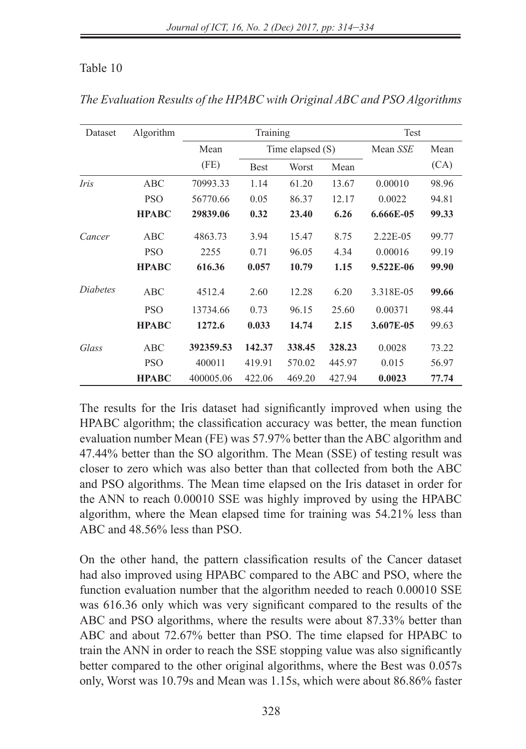Table 10

*The Evaluation Results of the HPABC with Original ABC and PSO Algorithms*

| Dataset | Algorithm | Training | | | | Test | |
|---|---|---|---|---|---|---|---|
| | | Mean (FE) | Time elapsed (S) | | | Mean *SSE* | Mean (CA) |
| | | | Best | Worst | Mean | | |
| *Iris* | ABC | 70993.33 | 1.14 | 61.20 | 13.67 | 0.00010 | 98.96 |
| | PSO | 56770.66 | 0.05 | 86.37 | 12.17 | 0.0022 | 94.81 |
| | **HPABC** | **29839.06** | **0.32** | **23.40** | **6.26** | **6.666E-05** | **99.33** |
| *Cancer* | ABC | 4863.73 | 3.94 | 15.47 | 8.75 | 2.22E-05 | 99.77 |
| | PSO | 2255 | 0.71 | 96.05 | 4.34 | 0.00016 | 99.19 |
| | **HPABC** | **616.36** | **0.057** | **10.79** | **1.15** | **9.522E-06** | **99.90** |
| *Diabetes* | ABC | 4512.4 | 2.60 | 12.28 | 6.20 | 3.318E-05 | **99.66** |
| | PSO | 13734.66 | 0.73 | 96.15 | 25.60 | 0.00371 | 98.44 |
| | **HPABC** | **1272.6** | **0.033** | **14.74** | **2.15** | **3.607E-05** | 99.63 |
| *Glass* | ABC | **392359.53** | **142.37** | **338.45** | **328.23** | 0.0028 | 73.22 |
| | PSO | 400011 | 419.91 | 570.02 | 445.97 | 0.015 | 56.97 |
| | **HPABC** | 400005.06 | 422.06 | 469.20 | 427.94 | **0.0023** | **77.74** |

The results for the Iris dataset had significantly improved when using the HPABC algorithm; the classification accuracy was better, the mean function evaluation number Mean (FE) was 57.97% better than the ABC algorithm and 47.44% better than the SO algorithm. The Mean (SSE) of testing result was closer to zero which was also better than that collected from both the ABC and PSO algorithms. The Mean time elapsed on the Iris dataset in order for the ANN to reach 0.00010 SSE was highly improved by using the HPABC algorithm, where the Mean elapsed time for training was 54.21% less than ABC and 48.56% less than PSO.

On the other hand, the pattern classification results of the Cancer dataset had also improved using HPABC compared to the ABC and PSO, where the function evaluation number that the algorithm needed to reach 0.00010 SSE was 616.36 only which was very significant compared to the results of the ABC and PSO algorithms, where the results were about 87.33% better than ABC and about 72.67% better than PSO. The time elapsed for HPABC to train the ANN in order to reach the SSE stopping value was also significantly better compared to the other original algorithms, where the Best was 0.057s only, Worst was 10.79s and Mean was 1.15s, which were about 86.86% faster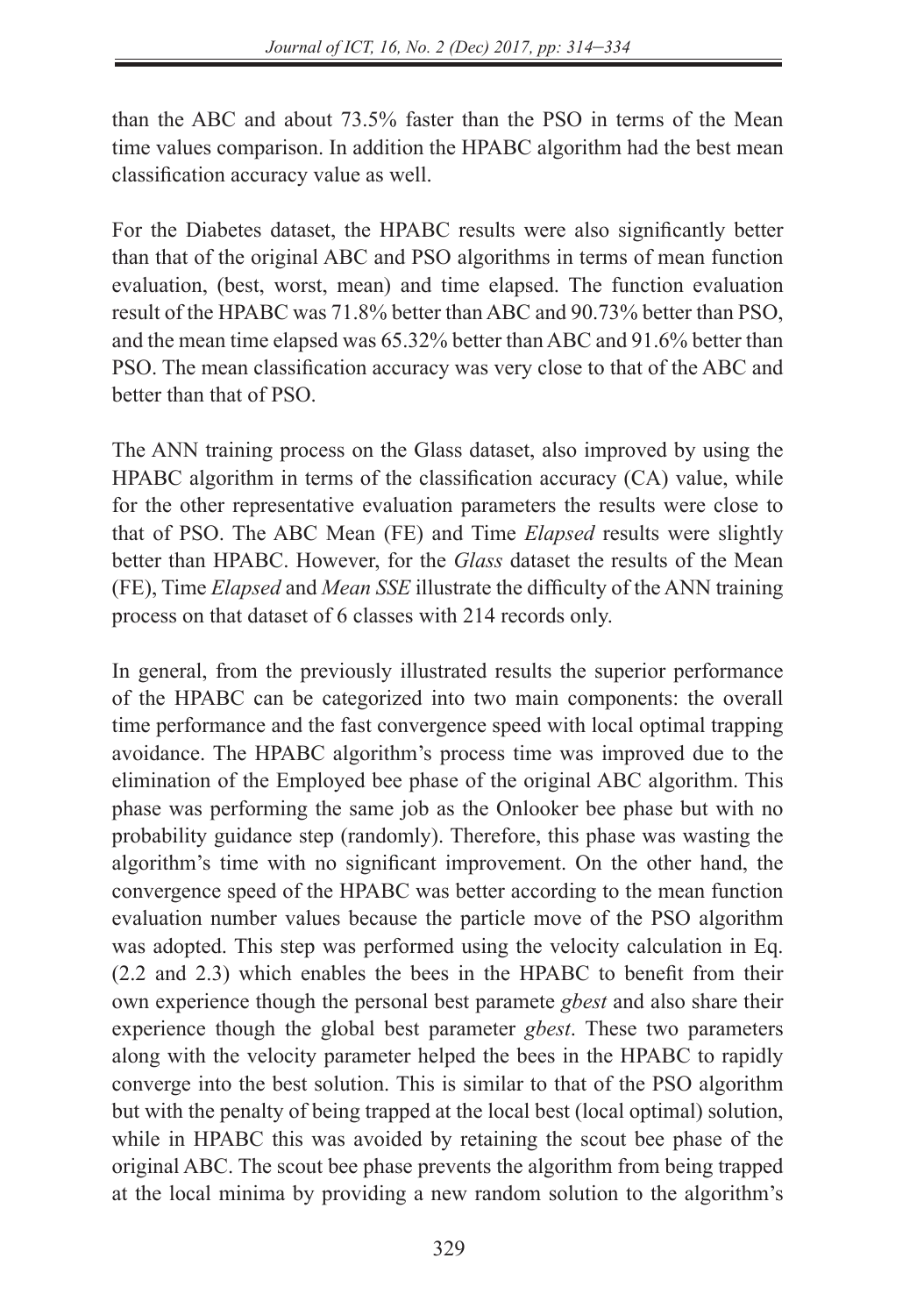than the ABC and about 73.5% faster than the PSO in terms of the Mean time values comparison. In addition the HPABC algorithm had the best mean classification accuracy value as well.

For the Diabetes dataset, the HPABC results were also significantly better than that of the original ABC and PSO algorithms in terms of mean function evaluation, (best, worst, mean) and time elapsed. The function evaluation result of the HPABC was 71.8% better than ABC and 90.73% better than PSO, and the mean time elapsed was 65.32% better than ABC and 91.6% better than PSO. The mean classification accuracy was very close to that of the ABC and better than that of PSO.

The ANN training process on the Glass dataset, also improved by using the HPABC algorithm in terms of the classification accuracy (CA) value, while for the other representative evaluation parameters the results were close to that of PSO. The ABC Mean (FE) and Time *Elapsed* results were slightly better than HPABC. However, for the *Glass* dataset the results of the Mean (FE), Time *Elapsed* and *Mean SSE* illustrate the difficulty of the ANN training process on that dataset of 6 classes with 214 records only.

In general, from the previously illustrated results the superior performance of the HPABC can be categorized into two main components: the overall time performance and the fast convergence speed with local optimal trapping avoidance. The HPABC algorithm's process time was improved due to the elimination of the Employed bee phase of the original ABC algorithm. This phase was performing the same job as the Onlooker bee phase but with no probability guidance step (randomly). Therefore, this phase was wasting the algorithm's time with no significant improvement. On the other hand, the convergence speed of the HPABC was better according to the mean function evaluation number values because the particle move of the PSO algorithm was adopted. This step was performed using the velocity calculation in Eq. (2.2 and 2.3) which enables the bees in the HPABC to benefit from their own experience though the personal best paramete *gbest* and also share their experience though the global best parameter *gbest*. These two parameters along with the velocity parameter helped the bees in the HPABC to rapidly converge into the best solution. This is similar to that of the PSO algorithm but with the penalty of being trapped at the local best (local optimal) solution, while in HPABC this was avoided by retaining the scout bee phase of the original ABC. The scout bee phase prevents the algorithm from being trapped at the local minima by providing a new random solution to the algorithm's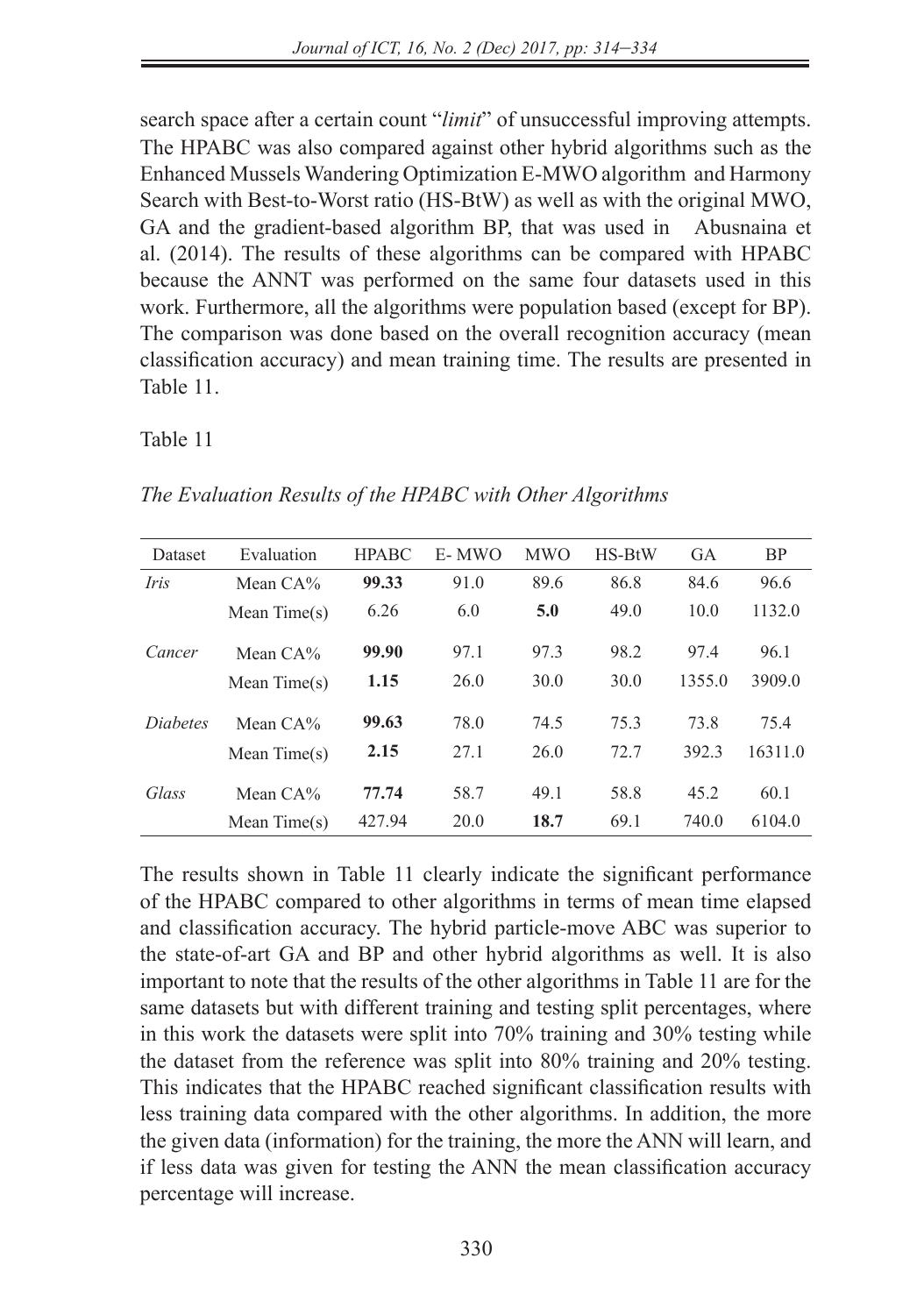search space after a certain count "*limit*" of unsuccessful improving attempts. The HPABC was also compared against other hybrid algorithms such as the Enhanced Mussels Wandering Optimization E-MWO algorithm and Harmony Search with Best-to-Worst ratio (HS-BtW) as well as with the original MWO, GA and the gradient-based algorithm BP, that was used in Abusnaina et al. (2014). The results of these algorithms can be compared with HPABC because the ANNT was performed on the same four datasets used in this work. Furthermore, all the algorithms were population based (except for BP). The comparison was done based on the overall recognition accuracy (mean classification accuracy) and mean training time. The results are presented in Table 11.

Table 11

*The Evaluation Results of the HPABC with Other Algorithms*

| Dataset | Evaluation | HPABC | E- MWO | MWO | HS-BtW | GA | BP |
|---|---|---|---|---|---|---|---|
| *Iris* | Mean CA% | **99.33** | 91.0 | 89.6 | 86.8 | 84.6 | 96.6 |
| | Mean Time(s) | 6.26 | 6.0 | **5.0** | 49.0 | 10.0 | 1132.0 |
| *Cancer* | Mean CA% | **99.90** | 97.1 | 97.3 | 98.2 | 97.4 | 96.1 |
| | Mean Time(s) | **1.15** | 26.0 | 30.0 | 30.0 | 1355.0 | 3909.0 |
| *Diabetes* | Mean CA% | **99.63** | 78.0 | 74.5 | 75.3 | 73.8 | 75.4 |
| | Mean Time(s) | **2.15** | 27.1 | 26.0 | 72.7 | 392.3 | 16311.0 |
| *Glass* | Mean CA% | **77.74** | 58.7 | 49.1 | 58.8 | 45.2 | 60.1 |
| | Mean Time(s) | 427.94 | 20.0 | **18.7** | 69.1 | 740.0 | 6104.0 |

The results shown in Table 11 clearly indicate the significant performance of the HPABC compared to other algorithms in terms of mean time elapsed and classification accuracy. The hybrid particle-move ABC was superior to the state-of-art GA and BP and other hybrid algorithms as well. It is also important to note that the results of the other algorithms in Table 11 are for the same datasets but with different training and testing split percentages, where in this work the datasets were split into 70% training and 30% testing while the dataset from the reference was split into 80% training and 20% testing. This indicates that the HPABC reached significant classification results with less training data compared with the other algorithms. In addition, the more the given data (information) for the training, the more the ANN will learn, and if less data was given for testing the ANN the mean classification accuracy percentage will increase.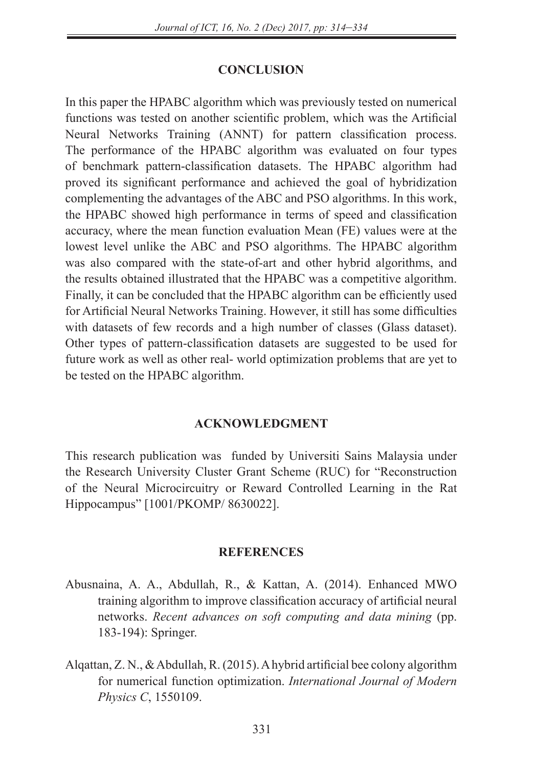## CONCLUSION

In this paper the HPABC algorithm which was previously tested on numerical functions was tested on another scientific problem, which was the Artificial Neural Networks Training (ANNT) for pattern classification process. The performance of the HPABC algorithm was evaluated on four types of benchmark pattern-classification datasets. The HPABC algorithm had proved its significant performance and achieved the goal of hybridization complementing the advantages of the ABC and PSO algorithms. In this work, the HPABC showed high performance in terms of speed and classification accuracy, where the mean function evaluation Mean (FE) values were at the lowest level unlike the ABC and PSO algorithms. The HPABC algorithm was also compared with the state-of-art and other hybrid algorithms, and the results obtained illustrated that the HPABC was a competitive algorithm. Finally, it can be concluded that the HPABC algorithm can be efficiently used for Artificial Neural Networks Training. However, it still has some difficulties with datasets of few records and a high number of classes (Glass dataset). Other types of pattern-classification datasets are suggested to be used for future work as well as other real- world optimization problems that are yet to be tested on the HPABC algorithm.

## ACKNOWLEDGMENT

This research publication was funded by Universiti Sains Malaysia under the Research University Cluster Grant Scheme (RUC) for "Reconstruction of the Neural Microcircuitry or Reward Controlled Learning in the Rat Hippocampus" [1001/PKOMP/ 8630022].

## REFERENCES

Abusnaina, A. A., Abdullah, R., & Kattan, A. (2014). Enhanced MWO training algorithm to improve classification accuracy of artificial neural networks. *Recent advances on soft computing and data mining* (pp. 183-194): Springer.

Alqattan, Z. N., & Abdullah, R. (2015). A hybrid artificial bee colony algorithm for numerical function optimization. *International Journal of Modern Physics C*, 1550109.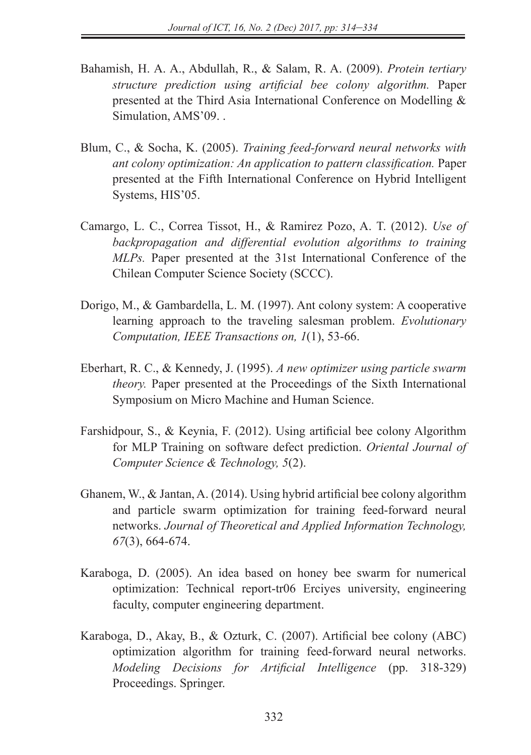Bahamish, H. A. A., Abdullah, R., & Salam, R. A. (2009). *Protein tertiary structure prediction using artificial bee colony algorithm.* Paper presented at the Third Asia International Conference on Modelling & Simulation, AMS'09. .

Blum, C., & Socha, K. (2005). *Training feed-forward neural networks with ant colony optimization: An application to pattern classification.* Paper presented at the Fifth International Conference on Hybrid Intelligent Systems, HIS'05.

Camargo, L. C., Correa Tissot, H., & Ramirez Pozo, A. T. (2012). *Use of backpropagation and differential evolution algorithms to training MLPs.* Paper presented at the 31st International Conference of the Chilean Computer Science Society (SCCC).

Dorigo, M., & Gambardella, L. M. (1997). Ant colony system: A cooperative learning approach to the traveling salesman problem. *Evolutionary Computation, IEEE Transactions on, 1*(1), 53-66.

Eberhart, R. C., & Kennedy, J. (1995). *A new optimizer using particle swarm theory.* Paper presented at the Proceedings of the Sixth International Symposium on Micro Machine and Human Science.

Farshidpour, S., & Keynia, F. (2012). Using artificial bee colony Algorithm for MLP Training on software defect prediction. *Oriental Journal of Computer Science & Technology, 5*(2).

Ghanem, W., & Jantan, A. (2014). Using hybrid artificial bee colony algorithm and particle swarm optimization for training feed-forward neural networks. *Journal of Theoretical and Applied Information Technology, 67*(3), 664-674.

Karaboga, D. (2005). An idea based on honey bee swarm for numerical optimization: Technical report-tr06 Erciyes university, engineering faculty, computer engineering department.

Karaboga, D., Akay, B., & Ozturk, C. (2007). Artificial bee colony (ABC) optimization algorithm for training feed-forward neural networks. *Modeling Decisions for Artificial Intelligence* (pp. 318-329) Proceedings. Springer.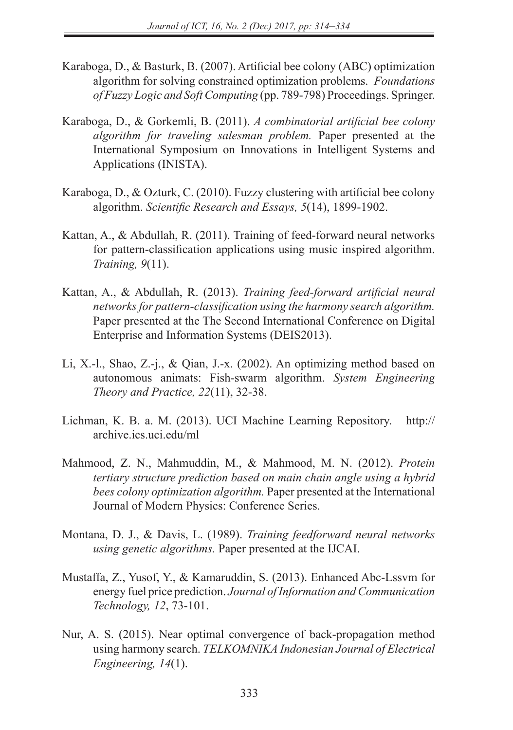Karaboga, D., & Basturk, B. (2007). Artificial bee colony (ABC) optimization algorithm for solving constrained optimization problems. *Foundations of Fuzzy Logic and Soft Computing* (pp. 789-798) Proceedings. Springer.

Karaboga, D., & Gorkemli, B. (2011). *A combinatorial artificial bee colony algorithm for traveling salesman problem.* Paper presented at the International Symposium on Innovations in Intelligent Systems and Applications (INISTA).

Karaboga, D., & Ozturk, C. (2010). Fuzzy clustering with artificial bee colony algorithm. *Scientific Research and Essays, 5*(14), 1899-1902.

Kattan, A., & Abdullah, R. (2011). Training of feed-forward neural networks for pattern-classification applications using music inspired algorithm. *Training, 9*(11).

Kattan, A., & Abdullah, R. (2013). *Training feed-forward artificial neural networks for pattern-classification using the harmony search algorithm.* Paper presented at the The Second International Conference on Digital Enterprise and Information Systems (DEIS2013).

Li, X.-l., Shao, Z.-j., & Qian, J.-x. (2002). An optimizing method based on autonomous animats: Fish-swarm algorithm. *System Engineering Theory and Practice, 22*(11), 32-38.

Lichman, K. B. a. M. (2013). UCI Machine Learning Repository. http://archive.ics.uci.edu/ml

Mahmood, Z. N., Mahmuddin, M., & Mahmood, M. N. (2012). *Protein tertiary structure prediction based on main chain angle using a hybrid bees colony optimization algorithm.* Paper presented at the International Journal of Modern Physics: Conference Series.

Montana, D. J., & Davis, L. (1989). *Training feedforward neural networks using genetic algorithms.* Paper presented at the IJCAI.

Mustaffa, Z., Yusof, Y., & Kamaruddin, S. (2013). Enhanced Abc-Lssvm for energy fuel price prediction. *Journal of Information and Communication Technology, 12*, 73-101.

Nur, A. S. (2015). Near optimal convergence of back-propagation method using harmony search. *TELKOMNIKA Indonesian Journal of Electrical Engineering, 14*(1).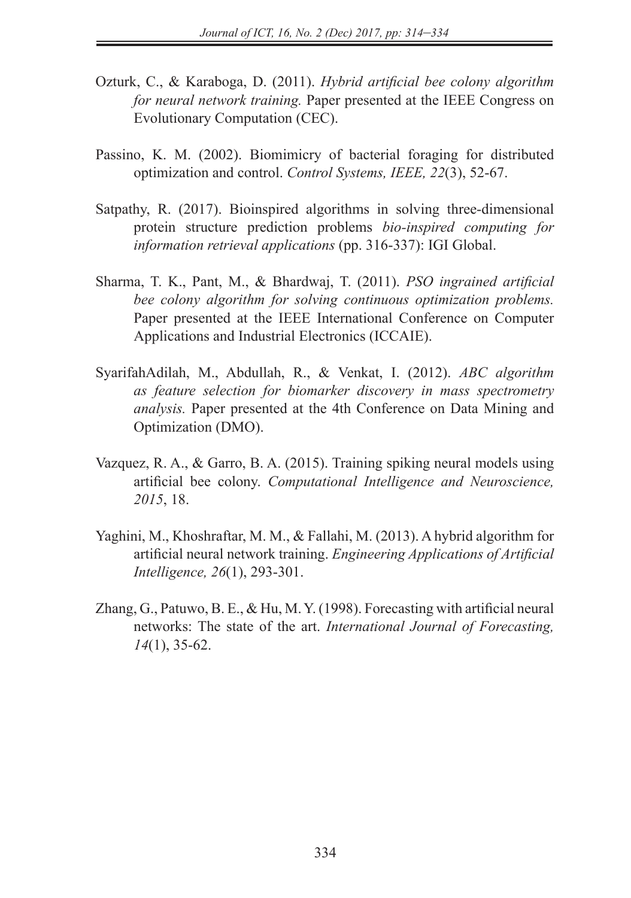Ozturk, C., & Karaboga, D. (2011). *Hybrid artificial bee colony algorithm for neural network training.* Paper presented at the IEEE Congress on Evolutionary Computation (CEC).

Passino, K. M. (2002). Biomimicry of bacterial foraging for distributed optimization and control. *Control Systems, IEEE, 22*(3), 52-67.

Satpathy, R. (2017). Bioinspired algorithms in solving three-dimensional protein structure prediction problems *bio-inspired computing for information retrieval applications* (pp. 316-337): IGI Global.

Sharma, T. K., Pant, M., & Bhardwaj, T. (2011). *PSO ingrained artificial bee colony algorithm for solving continuous optimization problems.* Paper presented at the IEEE International Conference on Computer Applications and Industrial Electronics (ICCAIE).

SyarifahAdilah, M., Abdullah, R., & Venkat, I. (2012). *ABC algorithm as feature selection for biomarker discovery in mass spectrometry analysis.* Paper presented at the 4th Conference on Data Mining and Optimization (DMO).

Vazquez, R. A., & Garro, B. A. (2015). Training spiking neural models using artificial bee colony. *Computational Intelligence and Neuroscience, 2015*, 18.

Yaghini, M., Khoshraftar, M. M., & Fallahi, M. (2013). A hybrid algorithm for artificial neural network training. *Engineering Applications of Artificial Intelligence, 26*(1), 293-301.

Zhang, G., Patuwo, B. E., & Hu, M. Y. (1998). Forecasting with artificial neural networks: The state of the art. *International Journal of Forecasting, 14*(1), 35-62.